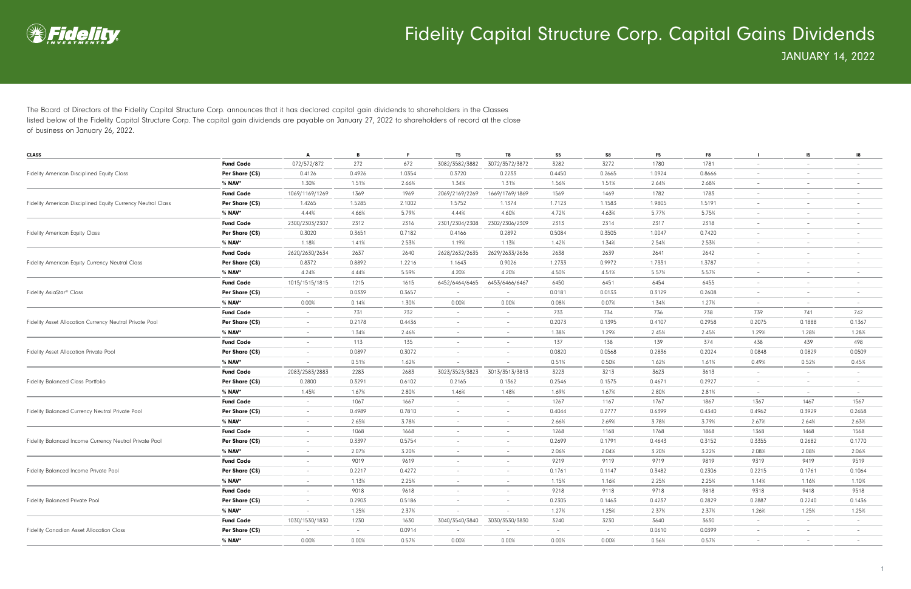# Fidelity Capital Structure Corp. Capital Gains Dividends

JANUARY 14, 2022

The Board of Directors of the Fidelity Capital Structure Corp. announces that it has declared capital gain dividends to shareholders in the Classes listed below of the Fidelity Capital Structure Corp. The capital gain dividends are payable on January 27, 2022 to shareholders of record at the close of business on January 26, 2022.

| CLASS | | A | B | F | T5 | T8 | S5 | S8 | F5 | F8 | I | I5 | I8 |
|---|---|---|---|---|---|---|---|---|---|---|---|---|---|
| Fidelity American Disciplined Equity Class | **Fund Code** | 072/572/872 | 272 | 672 | 3082/3582/3882 | 3072/3572/3872 | 3282 | 3272 | 1780 | 1781 | - | - | - |
| | **Per Share (C$)** | 0.4126 | 0.4926 | 1.0354 | 0.3720 | 0.2233 | 0.4450 | 0.2665 | 1.0924 | 0.8666 | - | - | - |
| | **% NAV*** | 1.30% | 1.51% | 2.66% | 1.34% | 1.31% | 1.56% | 1.51% | 2.64% | 2.68% | - | - | - |
| Fidelity American Disciplined Equity Currency Neutral Class | **Fund Code** | 1069/1169/1269 | 1369 | 1969 | 2069/2169/2269 | 1669/1769/1869 | 1569 | 1469 | 1782 | 1783 | - | - | - |
| | **Per Share (C$)** | 1.4265 | 1.5285 | 2.1002 | 1.5752 | 1.1374 | 1.7123 | 1.1583 | 1.9805 | 1.5191 | - | - | - |
| | **% NAV*** | 4.44% | 4.66% | 5.79% | 4.44% | 4.60% | 4.72% | 4.63% | 5.77% | 5.75% | - | - | - |
| Fidelity American Equity Class | **Fund Code** | 2300/2303/2307 | 2312 | 2316 | 2301/2304/2308 | 2302/2306/2309 | 2313 | 2314 | 2317 | 2318 | - | - | - |
| | **Per Share (C$)** | 0.3020 | 0.3651 | 0.7182 | 0.4166 | 0.2892 | 0.5084 | 0.3505 | 1.0047 | 0.7420 | - | - | - |
| | **% NAV*** | 1.18% | 1.41% | 2.53% | 1.19% | 1.13% | 1.42% | 1.34% | 2.54% | 2.53% | - | - | - |
| Fidelity American Equity Currency Neutral Class | **Fund Code** | 2620/2630/2634 | 2637 | 2640 | 2628/2632/2635 | 2629/2633/2636 | 2638 | 2639 | 2641 | 2642 | - | - | - |
| | **Per Share (C$)** | 0.8372 | 0.8892 | 1.2216 | 1.1643 | 0.9026 | 1.2733 | 0.9972 | 1.7331 | 1.3787 | - | - | - |
| | **% NAV*** | 4.24% | 4.44% | 5.59% | 4.20% | 4.20% | 4.50% | 4.51% | 5.57% | 5.57% | - | - | - |
| Fidelity AsiaStar® Class | **Fund Code** | 1015/1515/1815 | 1215 | 1615 | 6452/6464/6465 | 6453/6466/6467 | 6450 | 6451 | 6454 | 6455 | - | - | - |
| | **Per Share (C$)** | - | 0.0339 | 0.3657 | - | - | 0.0181 | 0.0133 | 0.3129 | 0.2608 | - | - | - |
| | **% NAV*** | 0.00% | 0.14% | 1.30% | 0.00% | 0.00% | 0.08% | 0.07% | 1.34% | 1.27% | - | - | - |
| Fidelity Asset Allocation Currency Neutral Private Pool | **Fund Code** | - | 731 | 732 | - | - | 733 | 734 | 736 | 738 | 739 | 741 | 742 |
| | **Per Share (C$)** | - | 0.2178 | 0.4436 | - | - | 0.2073 | 0.1395 | 0.4107 | 0.2958 | 0.2075 | 0.1888 | 0.1367 |
| | **% NAV*** | - | 1.34% | 2.46% | - | - | 1.38% | 1.29% | 2.45% | 2.45% | 1.29% | 1.28% | 1.28% |
| Fidelity Asset Allocation Private Pool | **Fund Code** | - | 113 | 135 | - | - | 137 | 138 | 139 | 374 | 438 | 439 | 498 |
| | **Per Share (C$)** | - | 0.0897 | 0.3072 | - | - | 0.0820 | 0.0568 | 0.2836 | 0.2024 | 0.0848 | 0.0829 | 0.0509 |
| | **% NAV*** | - | 0.51% | 1.62% | - | - | 0.51% | 0.50% | 1.62% | 1.61% | 0.49% | 0.52% | 0.45% |
| Fidelity Balanced Class Portfolio | **Fund Code** | 2083/2583/2883 | 2283 | 2683 | 3023/3523/3823 | 3013/3513/3813 | 3223 | 3213 | 3623 | 3613 | - | - | - |
| | **Per Share (C$)** | 0.2800 | 0.3291 | 0.6102 | 0.2165 | 0.1362 | 0.2546 | 0.1575 | 0.4671 | 0.2927 | - | - | - |
| | **% NAV*** | 1.45% | 1.67% | 2.80% | 1.46% | 1.48% | 1.69% | 1.67% | 2.80% | 2.81% | - | - | - |
| Fidelity Balanced Currency Neutral Private Pool | **Fund Code** | - | 1067 | 1667 | - | - | 1267 | 1167 | 1767 | 1867 | 1367 | 1467 | 1567 |
| | **Per Share (C$)** | - | 0.4989 | 0.7810 | - | - | 0.4044 | 0.2777 | 0.6399 | 0.4340 | 0.4962 | 0.3929 | 0.2658 |
| | **% NAV*** | - | 2.65% | 3.78% | - | - | 2.66% | 2.69% | 3.78% | 3.79% | 2.67% | 2.64% | 2.63% |
| Fidelity Balanced Income Currency Neutral Private Pool | **Fund Code** | - | 1068 | 1668 | - | - | 1268 | 1168 | 1768 | 1868 | 1368 | 1468 | 1568 |
| | **Per Share (C$)** | - | 0.3397 | 0.5754 | - | - | 0.2699 | 0.1791 | 0.4643 | 0.3152 | 0.3355 | 0.2682 | 0.1770 |
| | **% NAV*** | - | 2.07% | 3.20% | - | - | 2.06% | 2.04% | 3.20% | 3.22% | 2.08% | 2.08% | 2.06% |
| Fidelity Balanced Income Private Pool | **Fund Code** | - | 9019 | 9619 | - | - | 9219 | 9119 | 9719 | 9819 | 9319 | 9419 | 9519 |
| | **Per Share (C$)** | - | 0.2217 | 0.4272 | - | - | 0.1761 | 0.1147 | 0.3482 | 0.2306 | 0.2215 | 0.1761 | 0.1064 |
| | **% NAV*** | - | 1.13% | 2.25% | - | - | 1.15% | 1.16% | 2.25% | 2.25% | 1.14% | 1.16% | 1.10% |
| Fidelity Balanced Private Pool | **Fund Code** | - | 9018 | 9618 | - | - | 9218 | 9118 | 9718 | 9818 | 9318 | 9418 | 9518 |
| | **Per Share (C$)** | - | 0.2903 | 0.5186 | - | - | 0.2305 | 0.1463 | 0.4237 | 0.2829 | 0.2887 | 0.2240 | 0.1436 |
| | **% NAV*** | - | 1.25% | 2.37% | - | - | 1.27% | 1.25% | 2.37% | 2.37% | 1.26% | 1.25% | 1.25% |
| Fidelity Canadian Asset Allocation Class | **Fund Code** | 1030/1530/1830 | 1230 | 1630 | 3040/3540/3840 | 3030/3530/3830 | 3240 | 3230 | 3640 | 3630 | - | - | - |
| | **Per Share (C$)** | - | - | 0.0914 | - | - | - | - | 0.0610 | 0.0399 | - | - | - |
| | **% NAV*** | 0.00% | 0.00% | 0.57% | 0.00% | 0.00% | 0.00% | 0.00% | 0.56% | 0.57% | - | - | - |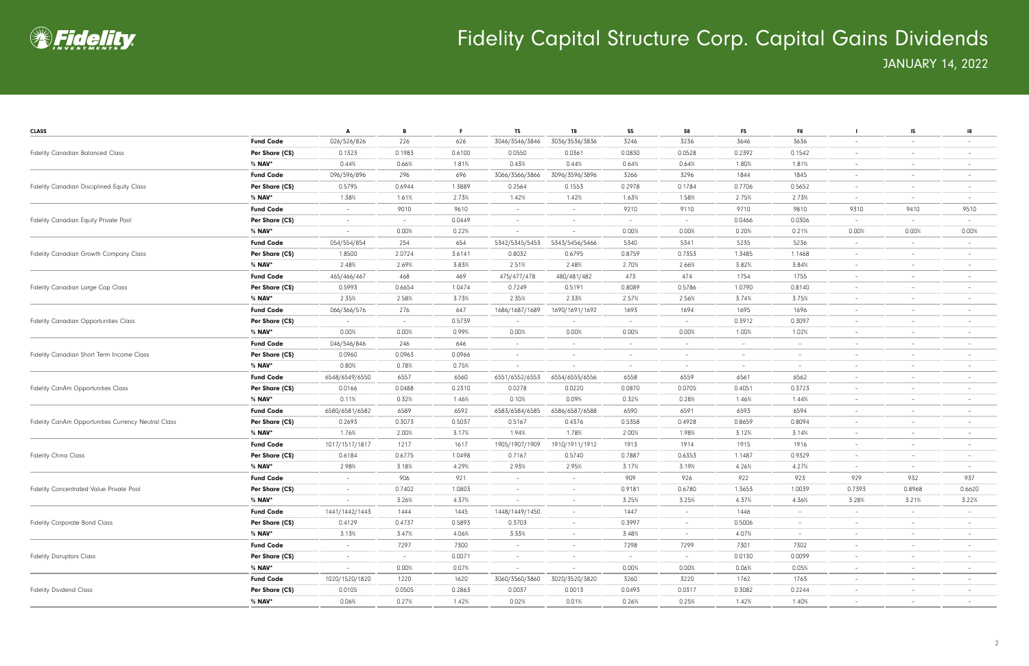# Fidelity Capital Structure Corp. Capital Gains Dividends

JANUARY 14, 2022

| CLASS | | A | B | F | T5 | T8 | S5 | S8 | F5 | F8 | I | I5 | I8 |
|---|---|---|---|---|---|---|---|---|---|---|---|---|---|
| Fidelity Canadian Balanced Class | **Fund Code** | 026/526/826 | 226 | 626 | 3046/3546/3846 | 3036/3536/3836 | 3246 | 3236 | 3646 | 3636 | – | – | – |
| | **Per Share (C$)** | 0.1323 | 0.1983 | 0.6100 | 0.0550 | 0.0361 | 0.0830 | 0.0528 | 0.2392 | 0.1542 | – | – | – |
| | **% NAV*** | 0.44% | 0.66% | 1.81% | 0.43% | 0.44% | 0.64% | 0.64% | 1.80% | 1.81% | – | – | – |
| Fidelity Canadian Disciplined Equity Class | **Fund Code** | 096/596/896 | 296 | 696 | 3066/3566/3866 | 3096/3596/3896 | 3266 | 3296 | 1844 | 1845 | – | – | – |
| | **Per Share (C$)** | 0.5795 | 0.6944 | 1.3889 | 0.2564 | 0.1553 | 0.2978 | 0.1784 | 0.7706 | 0.5652 | – | – | – |
| | **% NAV*** | 1.38% | 1.61% | 2.73% | 1.42% | 1.42% | 1.63% | 1.58% | 2.75% | 2.73% | – | – | – |
| Fidelity Canadian Equity Private Pool | **Fund Code** | – | 9010 | 9610 | – | – | 9210 | 9110 | 9710 | 9810 | 9310 | 9410 | 9510 |
| | **Per Share (C$)** | – | – | 0.0449 | – | – | – | – | 0.0466 | 0.0306 | – | – | – |
| | **% NAV*** | – | 0.00% | 0.22% | – | – | 0.00% | 0.00% | 0.20% | 0.21% | 0.00% | 0.00% | 0.00% |
| Fidelity Canadian Growth Company Class | **Fund Code** | 054/554/854 | 254 | 654 | 5342/5345/5453 | 5343/5456/5466 | 5340 | 5341 | 5235 | 5236 | – | – | – |
| | **Per Share (C$)** | 1.8500 | 2.0724 | 3.6141 | 0.8032 | 0.6795 | 0.8759 | 0.7353 | 1.3485 | 1.1468 | – | – | – |
| | **% NAV*** | 2.48% | 2.69% | 3.83% | 2.51% | 2.48% | 2.70% | 2.66% | 3.82% | 3.84% | – | – | – |
| Fidelity Canadian Large Cap Class | **Fund Code** | 465/466/467 | 468 | 469 | 475/477/478 | 480/481/482 | 473 | 474 | 1754 | 1755 | – | – | – |
| | **Per Share (C$)** | 0.5993 | 0.6654 | 1.0474 | 0.7249 | 0.5191 | 0.8089 | 0.5786 | 1.0790 | 0.8140 | – | – | – |
| | **% NAV*** | 2.35% | 2.58% | 3.73% | 2.35% | 2.33% | 2.57% | 2.56% | 3.74% | 3.75% | – | – | – |
| Fidelity Canadian Opportunities Class | **Fund Code** | 066/366/576 | 276 | 647 | 1686/1687/1689 | 1690/1691/1692 | 1693 | 1694 | 1695 | 1696 | – | – | – |
| | **Per Share (C$)** | – | – | 0.5739 | – | – | – | – | 0.3912 | 0.3097 | – | – | – |
| | **% NAV*** | 0.00% | 0.00% | 0.99% | 0.00% | 0.00% | 0.00% | 0.00% | 1.00% | 1.02% | – | – | – |
| Fidelity Canadian Short Term Income Class | **Fund Code** | 046/546/846 | 246 | 646 | – | – | – | – | – | – | – | – | – |
| | **Per Share (C$)** | 0.0960 | 0.0963 | 0.0966 | – | – | – | – | – | – | – | – | – |
| | **% NAV*** | 0.80% | 0.78% | 0.75% | – | – | – | – | – | – | – | – | – |
| Fidelity CanAm Opportunities Class | **Fund Code** | 6548/6549/6550 | 6557 | 6560 | 6551/6552/6553 | 6554/6555/6556 | 6558 | 6559 | 6561 | 6562 | – | – | – |
| | **Per Share (C$)** | 0.0166 | 0.0488 | 0.2310 | 0.0278 | 0.0220 | 0.0870 | 0.0705 | 0.4051 | 0.3723 | – | – | – |
| | **% NAV*** | 0.11% | 0.32% | 1.46% | 0.10% | 0.09% | 0.32% | 0.28% | 1.46% | 1.44% | – | – | – |
| Fidelity CanAm Opportunities Currency Neutral Class | **Fund Code** | 6580/6581/6582 | 6589 | 6592 | 6583/6584/6585 | 6586/6587/6588 | 6590 | 6591 | 6593 | 6594 | – | – | – |
| | **Per Share (C$)** | 0.2693 | 0.3073 | 0.5037 | 0.5167 | 0.4376 | 0.5358 | 0.4928 | 0.8659 | 0.8094 | – | – | – |
| | **% NAV*** | 1.76% | 2.00% | 3.17% | 1.94% | 1.78% | 2.00% | 1.98% | 3.12% | 3.14% | – | – | – |
| Fidelity China Class | **Fund Code** | 1017/1517/1817 | 1217 | 1617 | 1905/1907/1909 | 1910/1911/1912 | 1913 | 1914 | 1915 | 1916 | – | – | – |
| | **Per Share (C$)** | 0.6184 | 0.6775 | 1.0498 | 0.7167 | 0.5740 | 0.7887 | 0.6353 | 1.1487 | 0.9329 | – | – | – |
| | **% NAV*** | 2.98% | 3.18% | 4.29% | 2.93% | 2.95% | 3.17% | 3.19% | 4.26% | 4.27% | – | – | – |
| Fidelity Concentrated Value Private Pool | **Fund Code** | – | 906 | 921 | – | – | 909 | 926 | 922 | 923 | 929 | 932 | 937 |
| | **Per Share (C$)** | – | 0.7402 | 1.0803 | – | – | 0.9181 | 0.6780 | 1.3653 | 1.0039 | 0.7393 | 0.8968 | 0.6620 |
| | **% NAV*** | – | 3.26% | 4.37% | – | – | 3.25% | 3.25% | 4.37% | 4.36% | 3.28% | 3.21% | 3.22% |
| Fidelity Corporate Bond Class | **Fund Code** | 1441/1442/1443 | 1444 | 1445 | 1448/1449/1450 | – | 1447 | – | 1446 | – | – | – | – |
| | **Per Share (C$)** | 0.4129 | 0.4737 | 0.5893 | 0.3703 | – | 0.3997 | – | 0.5006 | – | – | – | – |
| | **% NAV*** | 3.13% | 3.47% | 4.06% | 3.33% | – | 3.48% | – | 4.07% | – | – | – | – |
| Fidelity Disruptors Class | **Fund Code** | – | 7297 | 7300 | – | – | 7298 | 7299 | 7301 | 7302 | – | – | – |
| | **Per Share (C$)** | – | – | 0.0071 | – | – | – | – | 0.0130 | 0.0099 | – | – | – |
| | **% NAV*** | – | 0.00% | 0.07% | – | – | 0.00% | 0.00% | 0.06% | 0.05% | – | – | – |
| Fidelity Dividend Class | **Fund Code** | 1020/1520/1820 | 1220 | 1620 | 3060/3560/3860 | 3020/3520/3820 | 3260 | 3220 | 1762 | 1763 | – | – | – |
| | **Per Share (C$)** | 0.0105 | 0.0505 | 0.2863 | 0.0037 | 0.0013 | 0.0493 | 0.0317 | 0.3082 | 0.2244 | – | – | – |
| | **% NAV*** | 0.06% | 0.27% | 1.42% | 0.02% | 0.01% | 0.26% | 0.25% | 1.42% | 1.40% | – | – | – |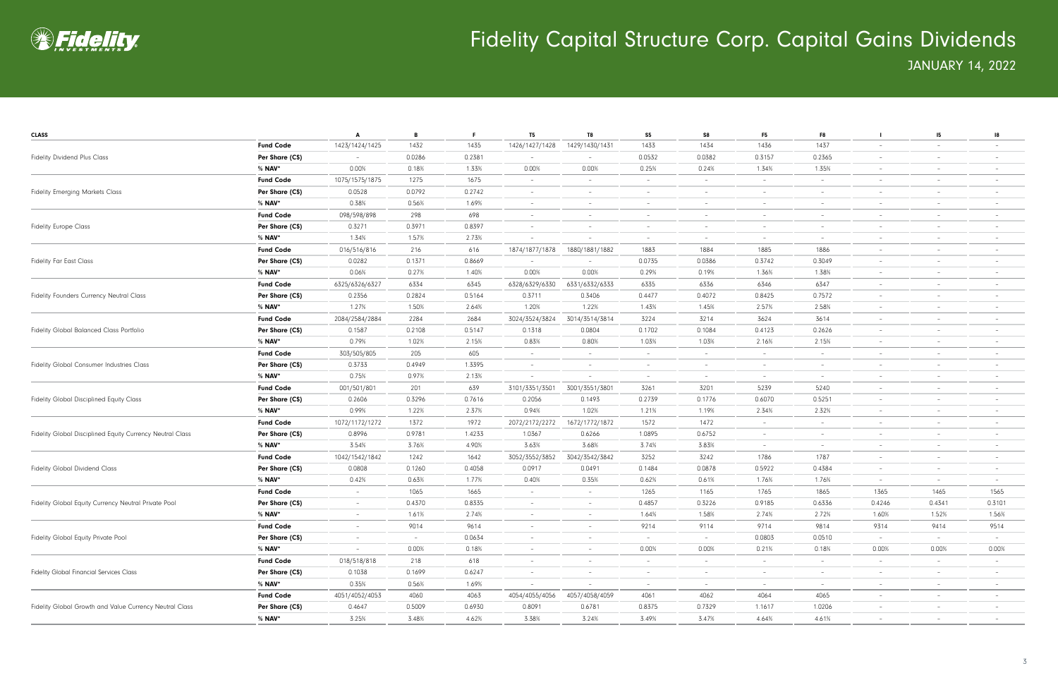# Fidelity Capital Structure Corp. Capital Gains Dividends

JANUARY 14, 2022

| CLASS | | A | B | F | T5 | T8 | S5 | S8 | F5 | F8 | I | I5 | I8 |
|---|---|---|---|---|---|---|---|---|---|---|---|---|---|
| Fidelity Dividend Plus Class | **Fund Code** | 1423/1424/1425 | 1432 | 1435 | 1426/1427/1428 | 1429/1430/1431 | 1433 | 1434 | 1436 | 1437 | – | – | – |
| | **Per Share (C$)** | – | 0.0286 | 0.2381 | – | – | 0.0532 | 0.0382 | 0.3157 | 0.2365 | – | – | – |
| | **% NAV*** | 0.00% | 0.18% | 1.33% | 0.00% | 0.00% | 0.25% | 0.24% | 1.34% | 1.35% | – | – | – |
| Fidelity Emerging Markets Class | **Fund Code** | 1075/1575/1875 | 1275 | 1675 | – | – | – | – | – | – | – | – | – |
| | **Per Share (C$)** | 0.0528 | 0.0792 | 0.2742 | – | – | – | – | – | – | – | – | – |
| | **% NAV*** | 0.38% | 0.56% | 1.69% | – | – | – | – | – | – | – | – | – |
| Fidelity Europe Class | **Fund Code** | 098/598/898 | 298 | 698 | – | – | – | – | – | – | – | – | – |
| | **Per Share (C$)** | 0.3271 | 0.3971 | 0.8397 | – | – | – | – | – | – | – | – | – |
| | **% NAV*** | 1.34% | 1.57% | 2.73% | – | – | – | – | – | – | – | – | – |
| Fidelity Far East Class | **Fund Code** | 016/516/816 | 216 | 616 | 1874/1877/1878 | 1880/1881/1882 | 1883 | 1884 | 1885 | 1886 | – | – | – |
| | **Per Share (C$)** | 0.0282 | 0.1371 | 0.8669 | – | – | 0.0735 | 0.0386 | 0.3742 | 0.3049 | – | – | – |
| | **% NAV*** | 0.06% | 0.27% | 1.40% | 0.00% | 0.00% | 0.29% | 0.19% | 1.36% | 1.38% | – | – | – |
| Fidelity Founders Currency Neutral Class | **Fund Code** | 6325/6326/6327 | 6334 | 6345 | 6328/6329/6330 | 6331/6332/6333 | 6335 | 6336 | 6346 | 6347 | – | – | – |
| | **Per Share (C$)** | 0.2356 | 0.2824 | 0.5164 | 0.3711 | 0.3406 | 0.4477 | 0.4072 | 0.8425 | 0.7572 | – | – | – |
| | **% NAV*** | 1.27% | 1.50% | 2.64% | 1.20% | 1.22% | 1.43% | 1.45% | 2.57% | 2.58% | – | – | – |
| Fidelity Global Balanced Class Portfolio | **Fund Code** | 2084/2584/2884 | 2284 | 2684 | 3024/3524/3824 | 3014/3514/3814 | 3224 | 3214 | 3624 | 3614 | – | – | – |
| | **Per Share (C$)** | 0.1587 | 0.2108 | 0.5147 | 0.1318 | 0.0804 | 0.1702 | 0.1084 | 0.4123 | 0.2626 | – | – | – |
| | **% NAV*** | 0.79% | 1.02% | 2.15% | 0.83% | 0.80% | 1.03% | 1.03% | 2.16% | 2.15% | – | – | – |
| Fidelity Global Consumer Industries Class | **Fund Code** | 303/505/805 | 205 | 605 | – | – | – | – | – | – | – | – | – |
| | **Per Share (C$)** | 0.3733 | 0.4949 | 1.3395 | – | – | – | – | – | – | – | – | – |
| | **% NAV*** | 0.75% | 0.97% | 2.13% | – | – | – | – | – | – | – | – | – |
| Fidelity Global Disciplined Equity Class | **Fund Code** | 001/501/801 | 201 | 639 | 3101/3351/3501 | 3001/3551/3801 | 3261 | 3201 | 5239 | 5240 | – | – | – |
| | **Per Share (C$)** | 0.2606 | 0.3296 | 0.7616 | 0.2056 | 0.1493 | 0.2739 | 0.1776 | 0.6070 | 0.5251 | – | – | – |
| | **% NAV*** | 0.99% | 1.22% | 2.37% | 0.94% | 1.02% | 1.21% | 1.19% | 2.34% | 2.32% | – | – | – |
| Fidelity Global Disciplined Equity Currency Neutral Class | **Fund Code** | 1072/1172/1272 | 1372 | 1972 | 2072/2172/2272 | 1672/1772/1872 | 1572 | 1472 | – | – | – | – | – |
| | **Per Share (C$)** | 0.8996 | 0.9781 | 1.4233 | 1.0367 | 0.6266 | 1.0895 | 0.6752 | – | – | – | – | – |
| | **% NAV*** | 3.54% | 3.76% | 4.90% | 3.63% | 3.68% | 3.74% | 3.83% | – | – | – | – | – |
| Fidelity Global Dividend Class | **Fund Code** | 1042/1542/1842 | 1242 | 1642 | 3052/3552/3852 | 3042/3542/3842 | 3252 | 3242 | 1786 | 1787 | – | – | – |
| | **Per Share (C$)** | 0.0808 | 0.1260 | 0.4058 | 0.0917 | 0.0491 | 0.1484 | 0.0878 | 0.5922 | 0.4384 | – | – | – |
| | **% NAV*** | 0.42% | 0.63% | 1.77% | 0.40% | 0.35% | 0.62% | 0.61% | 1.76% | 1.76% | – | – | – |
| Fidelity Global Equity Currency Neutral Private Pool | **Fund Code** | – | 1065 | 1665 | – | – | 1265 | 1165 | 1765 | 1865 | 1365 | 1465 | 1565 |
| | **Per Share (C$)** | – | 0.4370 | 0.8335 | – | – | 0.4857 | 0.3226 | 0.9185 | 0.6336 | 0.4246 | 0.4341 | 0.3101 |
| | **% NAV*** | – | 1.61% | 2.74% | – | – | 1.64% | 1.58% | 2.74% | 2.72% | 1.60% | 1.52% | 1.56% |
| Fidelity Global Equity Private Pool | **Fund Code** | – | 9014 | 9614 | – | – | 9214 | 9114 | 9714 | 9814 | 9314 | 9414 | 9514 |
| | **Per Share (C$)** | – | – | 0.0634 | – | – | – | – | 0.0803 | 0.0510 | – | – | – |
| | **% NAV*** | – | 0.00% | 0.18% | – | – | 0.00% | 0.00% | 0.21% | 0.18% | 0.00% | 0.00% | 0.00% |
| Fidelity Global Financial Services Class | **Fund Code** | 018/518/818 | 218 | 618 | – | – | – | – | – | – | – | – | – |
| | **Per Share (C$)** | 0.1038 | 0.1699 | 0.6247 | – | – | – | – | – | – | – | – | – |
| | **% NAV*** | 0.35% | 0.56% | 1.69% | – | – | – | – | – | – | – | – | – |
| Fidelity Global Growth and Value Currency Neutral Class | **Fund Code** | 4051/4052/4053 | 4060 | 4063 | 4054/4055/4056 | 4057/4058/4059 | 4061 | 4062 | 4064 | 4065 | – | – | – |
| | **Per Share (C$)** | 0.4647 | 0.5009 | 0.6930 | 0.8091 | 0.6781 | 0.8375 | 0.7329 | 1.1617 | 1.0206 | – | – | – |
| | **% NAV*** | 3.25% | 3.48% | 4.62% | 3.38% | 3.24% | 3.49% | 3.47% | 4.64% | 4.61% | – | – | – |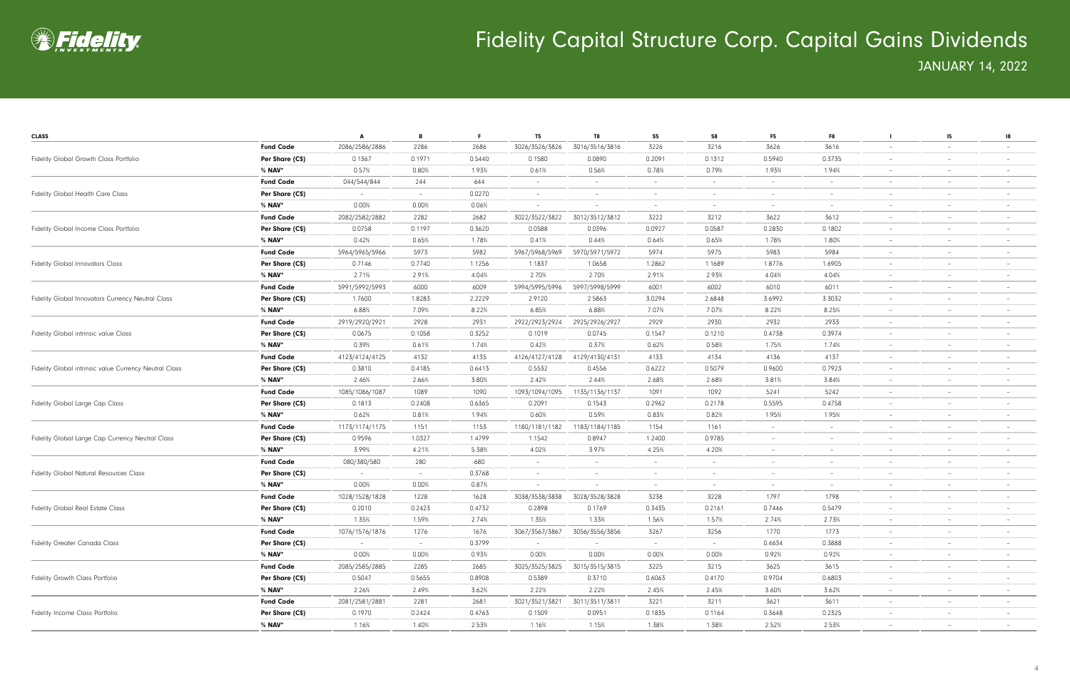# Fidelity Capital Structure Corp. Capital Gains Dividends

JANUARY 14, 2022

| CLASS | | A | B | F | T5 | T8 | S5 | S8 | F5 | F8 | I | I5 | I8 |
|---|---|---|---|---|---|---|---|---|---|---|---|---|---|
| | **Fund Code** | 2086/2586/2886 | 2286 | 2686 | 3026/3526/3826 | 3016/3516/3816 | 3226 | 3216 | 3626 | 3616 | – | – | – |
| Fidelity Global Growth Class Portfolio | **Per Share (C$)** | 0.1367 | 0.1971 | 0.5440 | 0.1580 | 0.0890 | 0.2091 | 0.1312 | 0.5940 | 0.3735 | – | – | – |
| | **% NAV*** | 0.57% | 0.80% | 1.93% | 0.61% | 0.56% | 0.78% | 0.79% | 1.93% | 1.94% | – | – | – |
| | **Fund Code** | 044/544/844 | 244 | 644 | – | – | – | – | – | – | – | – | – |
| Fidelity Global Health Care Class | **Per Share (C$)** | – | – | 0.0270 | – | – | – | – | – | – | – | – | – |
| | **% NAV*** | 0.00% | 0.00% | 0.06% | – | – | – | – | – | – | – | – | – |
| | **Fund Code** | 2082/2582/2882 | 2282 | 2682 | 3022/3522/3822 | 3012/3512/3812 | 3222 | 3212 | 3622 | 3612 | – | – | – |
| Fidelity Global Income Class Portfolio | **Per Share (C$)** | 0.0758 | 0.1197 | 0.3620 | 0.0588 | 0.0396 | 0.0927 | 0.0587 | 0.2830 | 0.1802 | – | – | – |
| | **% NAV*** | 0.42% | 0.65% | 1.78% | 0.41% | 0.44% | 0.64% | 0.65% | 1.78% | 1.80% | – | – | – |
| | **Fund Code** | 5964/5965/5966 | 5973 | 5982 | 5967/5968/5969 | 5970/5971/5972 | 5974 | 5975 | 5983 | 5984 | – | – | – |
| Fidelity Global Innovators Class | **Per Share (C$)** | 0.7146 | 0.7740 | 1.1256 | 1.1837 | 1.0658 | 1.2862 | 1.1689 | 1.8776 | 1.6905 | – | – | – |
| | **% NAV*** | 2.71% | 2.91% | 4.04% | 2.70% | 2.70% | 2.91% | 2.93% | 4.04% | 4.04% | – | – | – |
| | **Fund Code** | 5991/5992/5993 | 6000 | 6009 | 5994/5995/5996 | 5997/5998/5999 | 6001 | 6002 | 6010 | 6011 | – | – | – |
| Fidelity Global Innovators Currency Neutral Class | **Per Share (C$)** | 1.7600 | 1.8283 | 2.2229 | 2.9120 | 2.5863 | 3.0294 | 2.6848 | 3.6992 | 3.3032 | – | – | – |
| | **% NAV*** | 6.88% | 7.09% | 8.22% | 6.85% | 6.88% | 7.07% | 7.07% | 8.22% | 8.25% | – | – | – |
| | **Fund Code** | 2919/2920/2921 | 2928 | 2931 | 2922/2923/2924 | 2925/2926/2927 | 2929 | 2930 | 2932 | 2933 | – | – | – |
| Fidelity Global intrinsic value Class | **Per Share (C$)** | 0.0675 | 0.1058 | 0.3252 | 0.1019 | 0.0745 | 0.1547 | 0.1210 | 0.4738 | 0.3974 | – | – | – |
| | **% NAV*** | 0.39% | 0.61% | 1.74% | 0.42% | 0.37% | 0.62% | 0.58% | 1.75% | 1.74% | – | – | – |
| | **Fund Code** | 4123/4124/4125 | 4132 | 4135 | 4126/4127/4128 | 4129/4130/4131 | 4133 | 4134 | 4136 | 4137 | – | – | – |
| Fidelity Global intrinsic value Currency Neutral Class | **Per Share (C$)** | 0.3810 | 0.4185 | 0.6413 | 0.5532 | 0.4556 | 0.6222 | 0.5079 | 0.9600 | 0.7923 | – | – | – |
| | **% NAV*** | 2.46% | 2.66% | 3.80% | 2.42% | 2.44% | 2.68% | 2.68% | 3.81% | 3.84% | – | – | – |
| | **Fund Code** | 1085/1086/1087 | 1089 | 1090 | 1093/1094/1095 | 1135/1136/1137 | 1091 | 1092 | 5241 | 5242 | – | – | – |
| Fidelity Global Large Cap Class | **Per Share (C$)** | 0.1813 | 0.2408 | 0.6365 | 0.2091 | 0.1543 | 0.2962 | 0.2178 | 0.5595 | 0.4758 | – | – | – |
| | **% NAV*** | 0.62% | 0.81% | 1.94% | 0.60% | 0.59% | 0.83% | 0.82% | 1.95% | 1.95% | – | – | – |
| | **Fund Code** | 1173/1174/1175 | 1151 | 1153 | 1180/1181/1182 | 1183/1184/1185 | 1154 | 1161 | – | – | – | – | – |
| Fidelity Global Large Cap Currency Neutral Class | **Per Share (C$)** | 0.9596 | 1.0327 | 1.4799 | 1.1542 | 0.8947 | 1.2400 | 0.9785 | – | – | – | – | – |
| | **% NAV*** | 3.99% | 4.21% | 5.38% | 4.02% | 3.97% | 4.25% | 4.20% | – | – | – | – | – |
| | **Fund Code** | 080/380/580 | 280 | 680 | – | – | – | – | – | – | – | – | – |
| Fidelity Global Natural Resources Class | **Per Share (C$)** | – | – | 0.3768 | – | – | – | – | – | – | – | – | – |
| | **% NAV*** | 0.00% | 0.00% | 0.87% | – | – | – | – | – | – | – | – | – |
| | **Fund Code** | 1028/1528/1828 | 1228 | 1628 | 3038/3538/3838 | 3028/3528/3828 | 3238 | 3228 | 1797 | 1798 | – | – | – |
| Fidelity Global Real Estate Class | **Per Share (C$)** | 0.2010 | 0.2423 | 0.4732 | 0.2898 | 0.1769 | 0.3435 | 0.2161 | 0.7446 | 0.5479 | – | – | – |
| | **% NAV*** | 1.35% | 1.59% | 2.74% | 1.35% | 1.33% | 1.56% | 1.57% | 2.74% | 2.73% | – | – | – |
| | **Fund Code** | 1076/1576/1876 | 1276 | 1676 | 3067/3567/3867 | 3056/3556/3856 | 3267 | 3256 | 1770 | 1773 | – | – | – |
| Fidelity Greater Canada Class | **Per Share (C$)** | – | – | 0.3799 | – | – | – | – | 0.4634 | 0.3888 | – | – | – |
| | **% NAV*** | 0.00% | 0.00% | 0.93% | 0.00% | 0.00% | 0.00% | 0.00% | 0.92% | 0.92% | – | – | – |
| | **Fund Code** | 2085/2585/2885 | 2285 | 2685 | 3025/3525/3825 | 3015/3515/3815 | 3225 | 3215 | 3625 | 3615 | – | – | – |
| Fidelity Growth Class Portfolio | **Per Share (C$)** | 0.5047 | 0.5655 | 0.8908 | 0.5389 | 0.3710 | 0.6063 | 0.4170 | 0.9704 | 0.6803 | – | – | – |
| | **% NAV*** | 2.26% | 2.49% | 3.62% | 2.22% | 2.22% | 2.45% | 2.45% | 3.60% | 3.62% | – | – | – |
| | **Fund Code** | 2081/2581/2881 | 2281 | 2681 | 3021/3521/3821 | 3011/3511/3811 | 3221 | 3211 | 3621 | 3611 | – | – | – |
| Fidelity Income Class Portfolio | **Per Share (C$)** | 0.1970 | 0.2424 | 0.4763 | 0.1509 | 0.0951 | 0.1835 | 0.1164 | 0.3648 | 0.2325 | – | – | – |
| | **% NAV*** | 1.16% | 1.40% | 2.53% | 1.16% | 1.15% | 1.38% | 1.38% | 2.52% | 2.53% | – | – | – |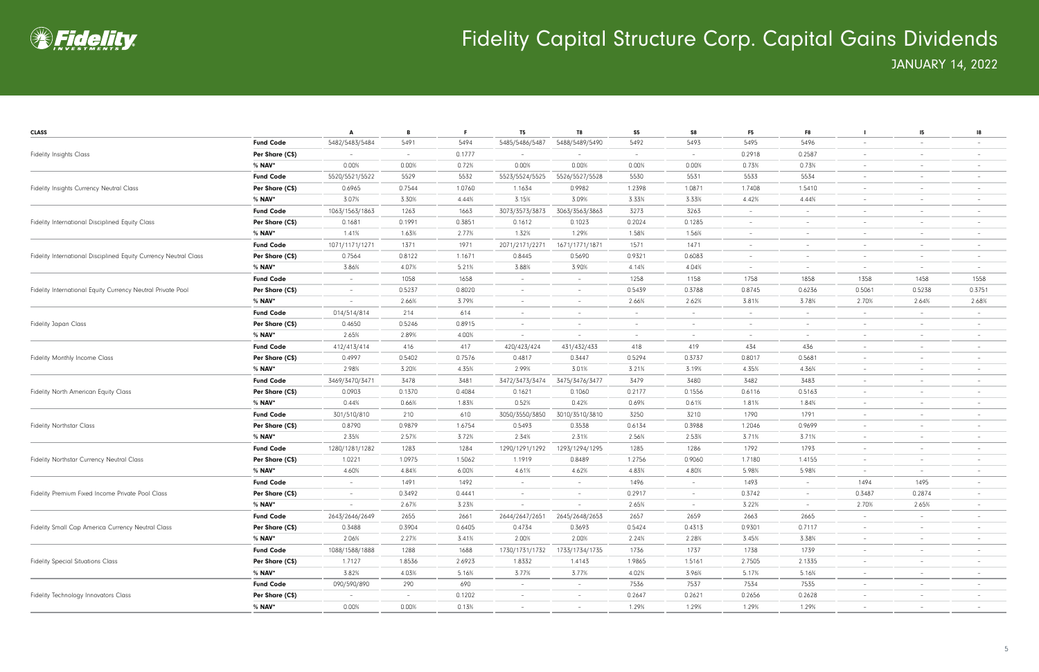# Fidelity Capital Structure Corp. Capital Gains Dividends

JANUARY 14, 2022

| CLASS | | A | B | F | T5 | T8 | S5 | S8 | F5 | F8 | I | I5 | I8 |
|---|---|---|---|---|---|---|---|---|---|---|---|---|---|
| Fidelity Insights Class | **Fund Code** | 5482/5483/5484 | 5491 | 5494 | 5485/5486/5487 | 5488/5489/5490 | 5492 | 5493 | 5495 | 5496 | – | – | – |
| | **Per Share (C$)** | – | – | 0.1777 | – | – | – | – | 0.2918 | 0.2587 | – | – | – |
| | **% NAV*** | 0.00% | 0.00% | 0.72% | 0.00% | 0.00% | 0.00% | 0.00% | 0.73% | 0.73% | – | – | – |
| Fidelity Insights Currency Neutral Class | **Fund Code** | 5520/5521/5522 | 5529 | 5532 | 5523/5524/5525 | 5526/5527/5528 | 5530 | 5531 | 5533 | 5534 | – | – | – |
| | **Per Share (C$)** | 0.6965 | 0.7544 | 1.0760 | 1.1634 | 0.9982 | 1.2398 | 1.0871 | 1.7408 | 1.5410 | – | – | – |
| | **% NAV*** | 3.07% | 3.30% | 4.44% | 3.15% | 3.09% | 3.33% | 3.33% | 4.42% | 4.44% | – | – | – |
| Fidelity International Disciplined Equity Class | **Fund Code** | 1063/1563/1863 | 1263 | 1663 | 3073/3573/3873 | 3063/3563/3863 | 3273 | 3263 | – | – | – | – | – |
| | **Per Share (C$)** | 0.1681 | 0.1991 | 0.3851 | 0.1612 | 0.1023 | 0.2024 | 0.1285 | – | – | – | – | – |
| | **% NAV*** | 1.41% | 1.63% | 2.77% | 1.32% | 1.29% | 1.58% | 1.56% | – | – | – | – | – |
| Fidelity International Disciplined Equity Currency Neutral Class | **Fund Code** | 1071/1171/1271 | 1371 | 1971 | 2071/2171/2271 | 1671/1771/1871 | 1571 | 1471 | – | – | – | – | – |
| | **Per Share (C$)** | 0.7564 | 0.8122 | 1.1671 | 0.8445 | 0.5690 | 0.9321 | 0.6083 | – | – | – | – | – |
| | **% NAV*** | 3.86% | 4.07% | 5.21% | 3.88% | 3.90% | 4.14% | 4.04% | – | – | – | – | – |
| Fidelity International Equity Currency Neutral Private Pool | **Fund Code** | – | 1058 | 1658 | – | – | 1258 | 1158 | 1758 | 1858 | 1358 | 1458 | 1558 |
| | **Per Share (C$)** | – | 0.5237 | 0.8020 | – | – | 0.5439 | 0.3788 | 0.8745 | 0.6236 | 0.5061 | 0.5238 | 0.3751 |
| | **% NAV*** | – | 2.66% | 3.79% | – | – | 2.66% | 2.62% | 3.81% | 3.78% | 2.70% | 2.64% | 2.68% |
| Fidelity Japan Class | **Fund Code** | 014/514/814 | 214 | 614 | – | – | – | – | – | – | – | – | – |
| | **Per Share (C$)** | 0.4650 | 0.5246 | 0.8915 | – | – | – | – | – | – | – | – | – |
| | **% NAV*** | 2.65% | 2.89% | 4.00% | – | – | – | – | – | – | – | – | – |
| Fidelity Monthly Income Class | **Fund Code** | 412/413/414 | 416 | 417 | 420/423/424 | 431/432/433 | 418 | 419 | 434 | 436 | – | – | – |
| | **Per Share (C$)** | 0.4997 | 0.5402 | 0.7576 | 0.4817 | 0.3447 | 0.5294 | 0.3737 | 0.8017 | 0.5681 | – | – | – |
| | **% NAV*** | 2.98% | 3.20% | 4.35% | 2.99% | 3.01% | 3.21% | 3.19% | 4.35% | 4.36% | – | – | – |
| Fidelity North American Equity Class | **Fund Code** | 3469/3470/3471 | 3478 | 3481 | 3472/3473/3474 | 3475/3476/3477 | 3479 | 3480 | 3482 | 3483 | – | – | – |
| | **Per Share (C$)** | 0.0903 | 0.1370 | 0.4084 | 0.1621 | 0.1060 | 0.2177 | 0.1556 | 0.6116 | 0.5163 | – | – | – |
| | **% NAV*** | 0.44% | 0.66% | 1.83% | 0.52% | 0.42% | 0.69% | 0.61% | 1.81% | 1.84% | – | – | – |
| Fidelity Northstar Class | **Fund Code** | 301/510/810 | 210 | 610 | 3050/3550/3850 | 3010/3510/3810 | 3250 | 3210 | 1790 | 1791 | – | – | – |
| | **Per Share (C$)** | 0.8790 | 0.9879 | 1.6754 | 0.5493 | 0.3538 | 0.6134 | 0.3988 | 1.2046 | 0.9699 | – | – | – |
| | **% NAV*** | 2.35% | 2.57% | 3.72% | 2.34% | 2.31% | 2.56% | 2.53% | 3.71% | 3.71% | – | – | – |
| Fidelity Northstar Currency Neutral Class | **Fund Code** | 1280/1281/1282 | 1283 | 1284 | 1290/1291/1292 | 1293/1294/1295 | 1285 | 1286 | 1792 | 1793 | – | – | – |
| | **Per Share (C$)** | 1.0221 | 1.0975 | 1.5062 | 1.1919 | 0.8489 | 1.2756 | 0.9060 | 1.7180 | 1.4155 | – | – | – |
| | **% NAV*** | 4.60% | 4.84% | 6.00% | 4.61% | 4.62% | 4.83% | 4.80% | 5.98% | 5.98% | – | – | – |
| Fidelity Premium Fixed Income Private Pool Class | **Fund Code** | – | 1491 | 1492 | – | – | 1496 | – | 1493 | – | 1494 | 1495 | – |
| | **Per Share (C$)** | – | 0.3492 | 0.4441 | – | – | 0.2917 | – | 0.3742 | – | 0.3487 | 0.2874 | – |
| | **% NAV*** | – | 2.67% | 3.23% | – | – | 2.65% | – | 3.22% | – | 2.70% | 2.65% | – |
| Fidelity Small Cap America Currency Neutral Class | **Fund Code** | 2643/2646/2649 | 2655 | 2661 | 2644/2647/2651 | 2645/2648/2653 | 2657 | 2659 | 2663 | 2665 | – | – | – |
| | **Per Share (C$)** | 0.3488 | 0.3904 | 0.6405 | 0.4734 | 0.3693 | 0.5424 | 0.4313 | 0.9301 | 0.7117 | – | – | – |
| | **% NAV*** | 2.06% | 2.27% | 3.41% | 2.00% | 2.00% | 2.24% | 2.28% | 3.45% | 3.38% | – | – | – |
| Fidelity Special Situations Class | **Fund Code** | 1088/1588/1888 | 1288 | 1688 | 1730/1731/1732 | 1733/1734/1735 | 1736 | 1737 | 1738 | 1739 | – | – | – |
| | **Per Share (C$)** | 1.7127 | 1.8536 | 2.6923 | 1.8332 | 1.4143 | 1.9865 | 1.5161 | 2.7505 | 2.1335 | – | – | – |
| | **% NAV*** | 3.82% | 4.03% | 5.16% | 3.77% | 3.77% | 4.02% | 3.96% | 5.17% | 5.16% | – | – | – |
| Fidelity Technology Innovators Class | **Fund Code** | 090/590/890 | 290 | 690 | – | – | 7536 | 7537 | 7534 | 7535 | – | – | – |
| | **Per Share (C$)** | – | – | 0.1202 | – | – | 0.2647 | 0.2621 | 0.2656 | 0.2628 | – | – | – |
| | **% NAV*** | 0.00% | 0.00% | 0.13% | – | – | 1.29% | 1.29% | 1.29% | 1.29% | – | – | – |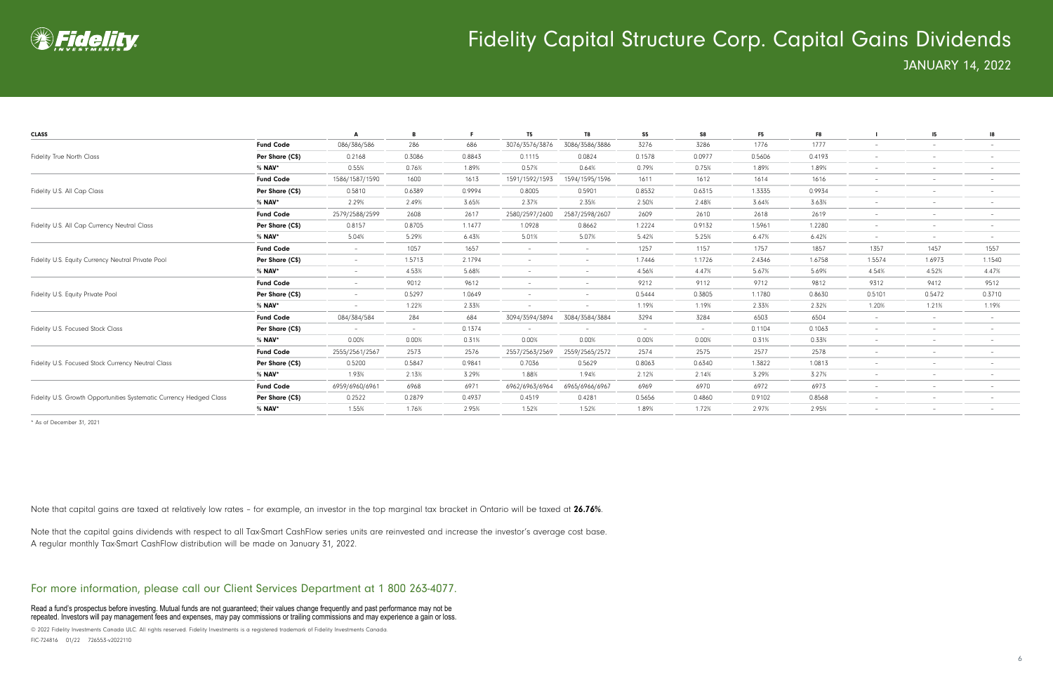# Fidelity Capital Structure Corp. Capital Gains Dividends

JANUARY 14, 2022

| CLASS | | A | B | F | T5 | T8 | S5 | S8 | F5 | F8 | I | I5 | I8 |
|---|---|---|---|---|---|---|---|---|---|---|---|---|---|
| | **Fund Code** | 086/386/586 | 286 | 686 | 3076/3576/3876 | 3086/3586/3886 | 3276 | 3286 | 1776 | 1777 | – | – | – |
| Fidelity True North Class | **Per Share (C$)** | 0.2168 | 0.3086 | 0.8843 | 0.1115 | 0.0824 | 0.1578 | 0.0977 | 0.5606 | 0.4193 | – | – | – |
| | **% NAV*** | 0.55% | 0.76% | 1.89% | 0.57% | 0.64% | 0.79% | 0.75% | 1.89% | 1.89% | – | – | – |
| | **Fund Code** | 1586/1587/1590 | 1600 | 1613 | 1591/1592/1593 | 1594/1595/1596 | 1611 | 1612 | 1614 | 1616 | – | – | – |
| Fidelity U.S. All Cap Class | **Per Share (C$)** | 0.5810 | 0.6389 | 0.9994 | 0.8005 | 0.5901 | 0.8532 | 0.6315 | 1.3335 | 0.9934 | – | – | – |
| | **% NAV*** | 2.29% | 2.49% | 3.65% | 2.37% | 2.35% | 2.50% | 2.48% | 3.64% | 3.63% | – | – | – |
| | **Fund Code** | 2579/2588/2599 | 2608 | 2617 | 2580/2597/2600 | 2587/2598/2607 | 2609 | 2610 | 2618 | 2619 | – | – | – |
| Fidelity U.S. All Cap Currency Neutral Class | **Per Share (C$)** | 0.8157 | 0.8705 | 1.1477 | 1.0928 | 0.8662 | 1.2224 | 0.9132 | 1.5961 | 1.2280 | – | – | – |
| | **% NAV*** | 5.04% | 5.29% | 6.43% | 5.01% | 5.07% | 5.42% | 5.25% | 6.47% | 6.42% | – | – | – |
| | **Fund Code** | – | 1057 | 1657 | – | – | 1257 | 1157 | 1757 | 1857 | 1357 | 1457 | 1557 |
| Fidelity U.S. Equity Currency Neutral Private Pool | **Per Share (C$)** | – | 1.5713 | 2.1794 | – | – | 1.7446 | 1.1726 | 2.4346 | 1.6758 | 1.5574 | 1.6973 | 1.1540 |
| | **% NAV*** | – | 4.53% | 5.68% | – | – | 4.56% | 4.47% | 5.67% | 5.69% | 4.54% | 4.52% | 4.47% |
| | **Fund Code** | – | 9012 | 9612 | – | – | 9212 | 9112 | 9712 | 9812 | 9312 | 9412 | 9512 |
| Fidelity U.S. Equity Private Pool | **Per Share (C$)** | – | 0.5297 | 1.0649 | – | – | 0.5444 | 0.3805 | 1.1780 | 0.8630 | 0.5101 | 0.5472 | 0.3710 |
| | **% NAV*** | – | 1.22% | 2.33% | – | – | 1.19% | 1.19% | 2.33% | 2.32% | 1.20% | 1.21% | 1.19% |
| | **Fund Code** | 084/384/584 | 284 | 684 | 3094/3594/3894 | 3084/3584/3884 | 3294 | 3284 | 6503 | 6504 | – | – | – |
| Fidelity U.S. Focused Stock Class | **Per Share (C$)** | – | – | 0.1374 | – | – | – | – | 0.1104 | 0.1063 | – | – | – |
| | **% NAV*** | 0.00% | 0.00% | 0.31% | 0.00% | 0.00% | 0.00% | 0.00% | 0.31% | 0.33% | – | – | – |
| | **Fund Code** | 2555/2561/2567 | 2573 | 2576 | 2557/2563/2569 | 2559/2565/2572 | 2574 | 2575 | 2577 | 2578 | – | – | – |
| Fidelity U.S. Focused Stock Currency Neutral Class | **Per Share (C$)** | 0.5200 | 0.5847 | 0.9841 | 0.7036 | 0.5629 | 0.8063 | 0.6340 | 1.3822 | 1.0813 | – | – | – |
| | **% NAV*** | 1.93% | 2.13% | 3.29% | 1.88% | 1.94% | 2.12% | 2.14% | 3.29% | 3.27% | – | – | – |
| | **Fund Code** | 6959/6960/6961 | 6968 | 6971 | 6962/6963/6964 | 6965/6966/6967 | 6969 | 6970 | 6972 | 6973 | – | – | – |
| Fidelity U.S. Growth Opportunities Systematic Currency Hedged Class | **Per Share (C$)** | 0.2522 | 0.2879 | 0.4937 | 0.4519 | 0.4281 | 0.5656 | 0.4860 | 0.9102 | 0.8568 | – | – | – |
| | **% NAV*** | 1.55% | 1.76% | 2.95% | 1.52% | 1.52% | 1.89% | 1.72% | 2.97% | 2.95% | – | – | – |

* As of December 31, 2021

Note that capital gains are taxed at relatively low rates – for example, an investor in the top marginal tax bracket in Ontario will be taxed at **26.76%**.

Note that the capital gains dividends with respect to all Tax-Smart CashFlow series units are reinvested and increase the investor's average cost base.
A regular monthly Tax-Smart CashFlow distribution will be made on January 31, 2022.

## For more information, please call our Client Services Department at 1 800 263-4077.

Read a fund's prospectus before investing. Mutual funds are not guaranteed; their values change frequently and past performance may not be repeated. Investors will pay management fees and expenses, may pay commissions or trailing commissions and may experience a gain or loss.

© 2022 Fidelity Investments Canada ULC. All rights reserved. Fidelity Investments is a registered trademark of Fidelity Investments Canada.

FIC-724816 01/22 726553-v2022110